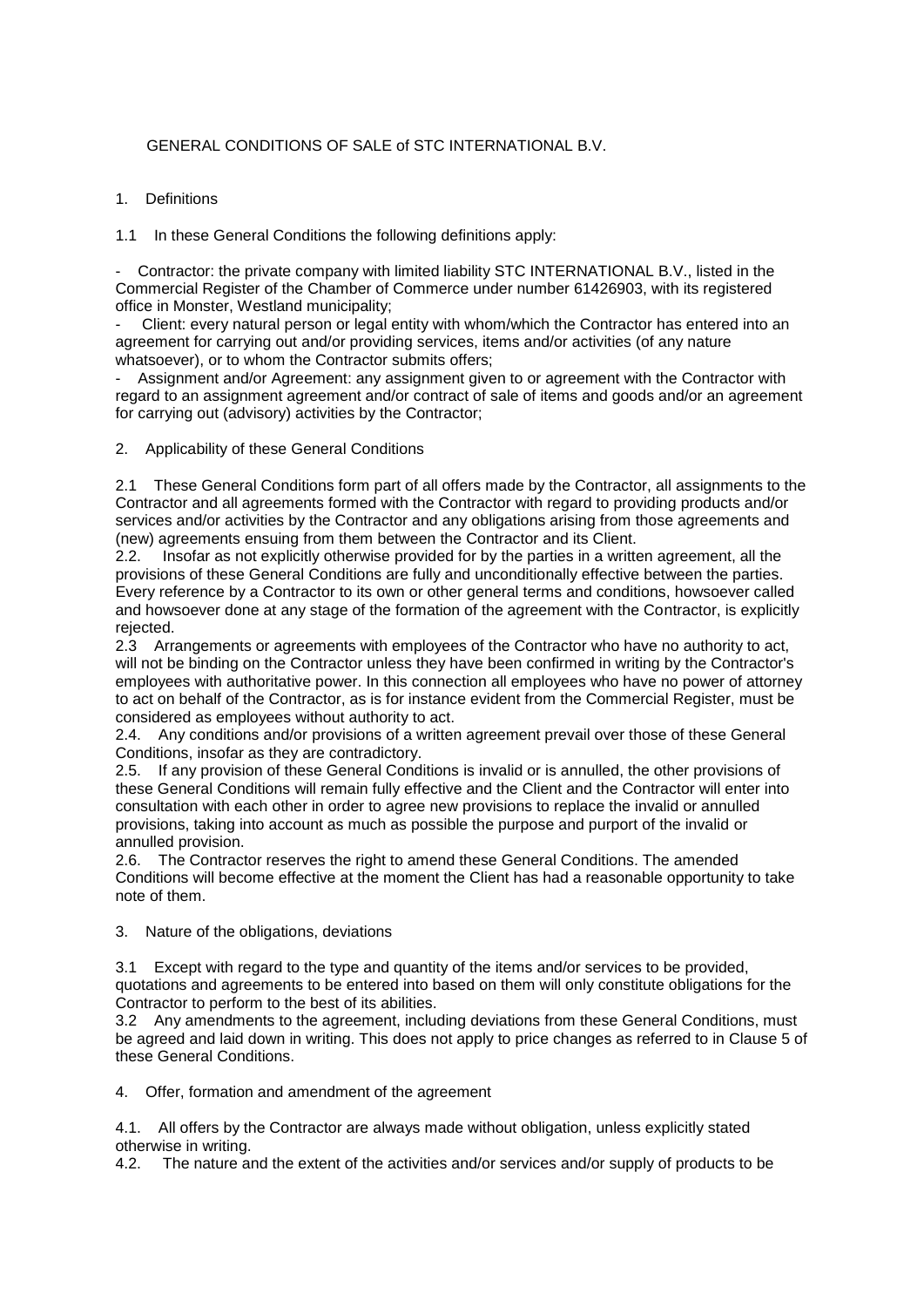# GENERAL CONDITIONS OF SALE of STC INTERNATIONAL B.V.

## 1. Definitions

1.1 In these General Conditions the following definitions apply:

- Contractor: the private company with limited liability STC INTERNATIONAL B.V., listed in the Commercial Register of the Chamber of Commerce under number 61426903, with its registered office in Monster, Westland municipality;
- Client: every natural person or legal entity with whom/which the Contractor has entered into an agreement for carrying out and/or providing services, items and/or activities (of any nature whatsoever), or to whom the Contractor submits offers;
- Assignment and/or Agreement: any assignment given to or agreement with the Contractor with regard to an assignment agreement and/or contract of sale of items and goods and/or an agreement for carrying out (advisory) activities by the Contractor;

## 2. Applicability of these General Conditions

2.1 These General Conditions form part of all offers made by the Contractor, all assignments to the Contractor and all agreements formed with the Contractor with regard to providing products and/or services and/or activities by the Contractor and any obligations arising from those agreements and (new) agreements ensuing from them between the Contractor and its Client.

2.2. Insofar as not explicitly otherwise provided for by the parties in a written agreement, all the provisions of these General Conditions are fully and unconditionally effective between the parties. Every reference by a Contractor to its own or other general terms and conditions, howsoever called and howsoever done at any stage of the formation of the agreement with the Contractor, is explicitly rejected.

2.3 Arrangements or agreements with employees of the Contractor who have no authority to act, will not be binding on the Contractor unless they have been confirmed in writing by the Contractor's employees with authoritative power. In this connection all employees who have no power of attorney to act on behalf of the Contractor, as is for instance evident from the Commercial Register, must be considered as employees without authority to act.

2.4. Any conditions and/or provisions of a written agreement prevail over those of these General Conditions, insofar as they are contradictory.

2.5. If any provision of these General Conditions is invalid or is annulled, the other provisions of these General Conditions will remain fully effective and the Client and the Contractor will enter into consultation with each other in order to agree new provisions to replace the invalid or annulled provisions, taking into account as much as possible the purpose and purport of the invalid or annulled provision.

2.6. The Contractor reserves the right to amend these General Conditions. The amended Conditions will become effective at the moment the Client has had a reasonable opportunity to take note of them.

## 3. Nature of the obligations, deviations

3.1 Except with regard to the type and quantity of the items and/or services to be provided, quotations and agreements to be entered into based on them will only constitute obligations for the Contractor to perform to the best of its abilities.

3.2 Any amendments to the agreement, including deviations from these General Conditions, must be agreed and laid down in writing. This does not apply to price changes as referred to in Clause 5 of these General Conditions.

## 4. Offer, formation and amendment of the agreement

4.1. All offers by the Contractor are always made without obligation, unless explicitly stated otherwise in writing.

4.2. The nature and the extent of the activities and/or services and/or supply of products to be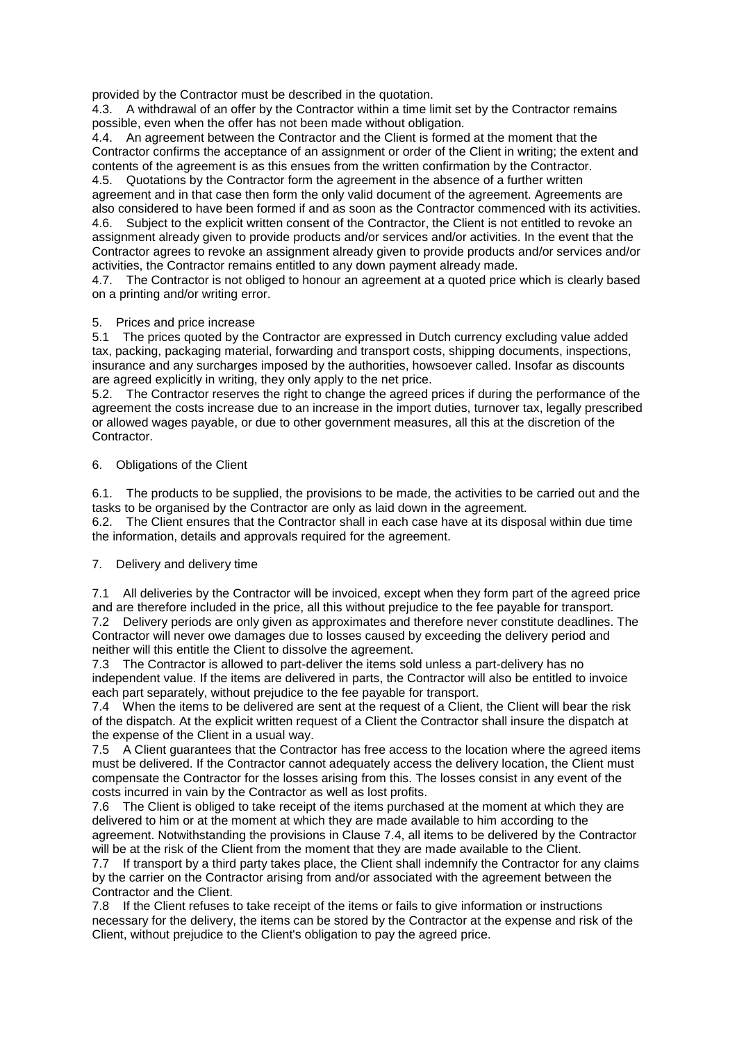provided by the Contractor must be described in the quotation.

4.3. A withdrawal of an offer by the Contractor within a time limit set by the Contractor remains possible, even when the offer has not been made without obligation.

4.4. An agreement between the Contractor and the Client is formed at the moment that the Contractor confirms the acceptance of an assignment or order of the Client in writing; the extent and contents of the agreement is as this ensues from the written confirmation by the Contractor.

4.5. Quotations by the Contractor form the agreement in the absence of a further written agreement and in that case then form the only valid document of the agreement. Agreements are also considered to have been formed if and as soon as the Contractor commenced with its activities.

4.6. Subject to the explicit written consent of the Contractor, the Client is not entitled to revoke an assignment already given to provide products and/or services and/or activities. In the event that the Contractor agrees to revoke an assignment already given to provide products and/or services and/or activities, the Contractor remains entitled to any down payment already made.

4.7. The Contractor is not obliged to honour an agreement at a quoted price which is clearly based on a printing and/or writing error.

5. Prices and price increase

5.1 The prices quoted by the Contractor are expressed in Dutch currency excluding value added tax, packing, packaging material, forwarding and transport costs, shipping documents, inspections, insurance and any surcharges imposed by the authorities, howsoever called. Insofar as discounts are agreed explicitly in writing, they only apply to the net price.

5.2. The Contractor reserves the right to change the agreed prices if during the performance of the agreement the costs increase due to an increase in the import duties, turnover tax, legally prescribed or allowed wages payable, or due to other government measures, all this at the discretion of the Contractor.

6. Obligations of the Client

6.1. The products to be supplied, the provisions to be made, the activities to be carried out and the tasks to be organised by the Contractor are only as laid down in the agreement.

6.2. The Client ensures that the Contractor shall in each case have at its disposal within due time the information, details and approvals required for the agreement.

7. Delivery and delivery time

7.1 All deliveries by the Contractor will be invoiced, except when they form part of the agreed price and are therefore included in the price, all this without prejudice to the fee payable for transport.

7.2 Delivery periods are only given as approximates and therefore never constitute deadlines. The Contractor will never owe damages due to losses caused by exceeding the delivery period and neither will this entitle the Client to dissolve the agreement.

7.3 The Contractor is allowed to part-deliver the items sold unless a part-delivery has no independent value. If the items are delivered in parts, the Contractor will also be entitled to invoice each part separately, without prejudice to the fee payable for transport.

7.4 When the items to be delivered are sent at the request of a Client, the Client will bear the risk of the dispatch. At the explicit written request of a Client the Contractor shall insure the dispatch at the expense of the Client in a usual way.

7.5 A Client guarantees that the Contractor has free access to the location where the agreed items must be delivered. If the Contractor cannot adequately access the delivery location, the Client must compensate the Contractor for the losses arising from this. The losses consist in any event of the costs incurred in vain by the Contractor as well as lost profits.

7.6 The Client is obliged to take receipt of the items purchased at the moment at which they are delivered to him or at the moment at which they are made available to him according to the agreement. Notwithstanding the provisions in Clause 7.4, all items to be delivered by the Contractor will be at the risk of the Client from the moment that they are made available to the Client.

7.7 If transport by a third party takes place, the Client shall indemnify the Contractor for any claims by the carrier on the Contractor arising from and/or associated with the agreement between the Contractor and the Client.

7.8 If the Client refuses to take receipt of the items or fails to give information or instructions necessary for the delivery, the items can be stored by the Contractor at the expense and risk of the Client, without prejudice to the Client's obligation to pay the agreed price.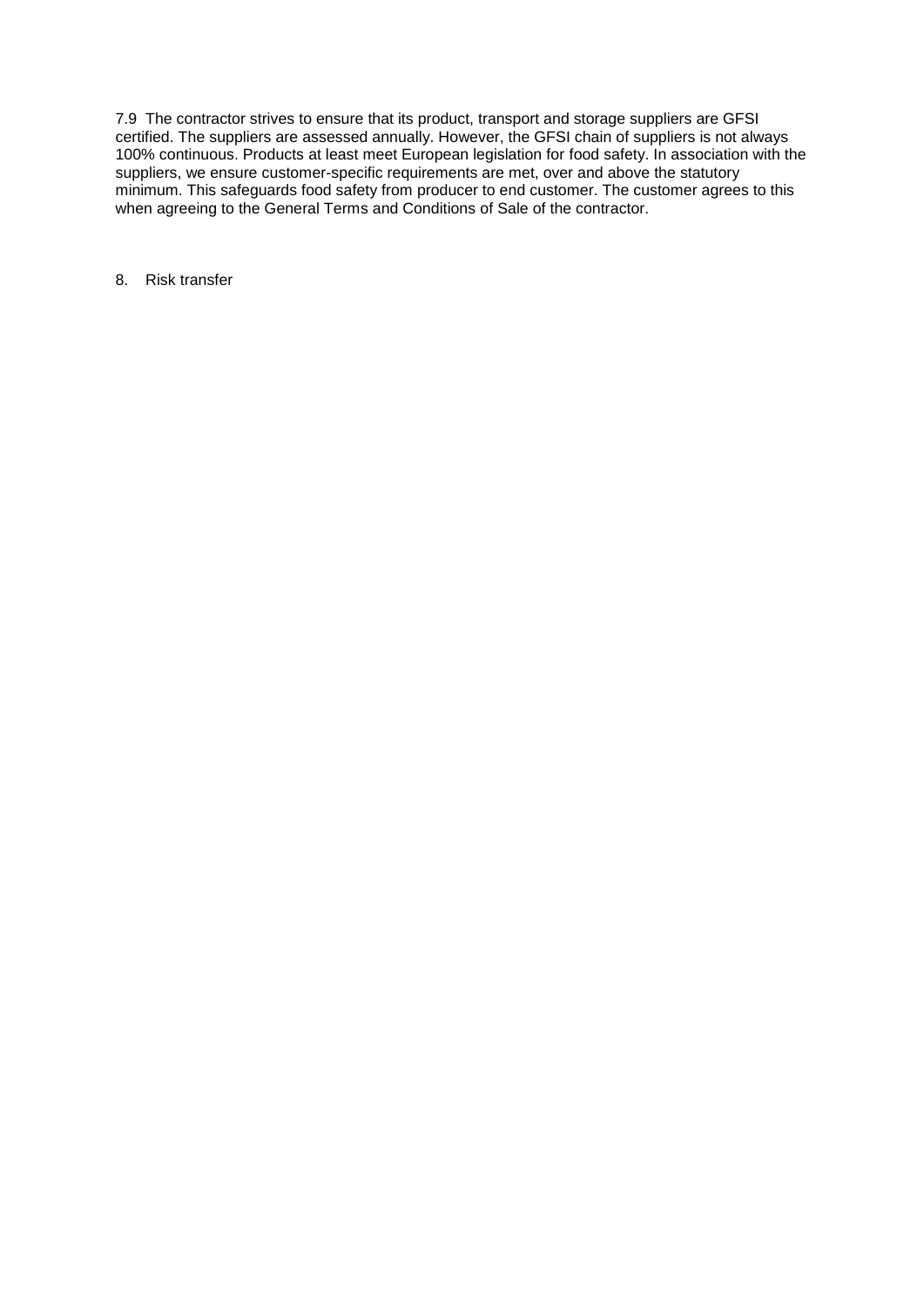7.9 The contractor strives to ensure that its product, transport and storage suppliers are GFSI certified. The suppliers are assessed annually. However, the GFSI chain of suppliers is not always 100% continuous. Products at least meet European legislation for food safety. In association with the suppliers, we ensure customer-specific requirements are met, over and above the statutory minimum. This safeguards food safety from producer to end customer. The customer agrees to this when agreeing to the General Terms and Conditions of Sale of the contractor.

## 8. Risk transfer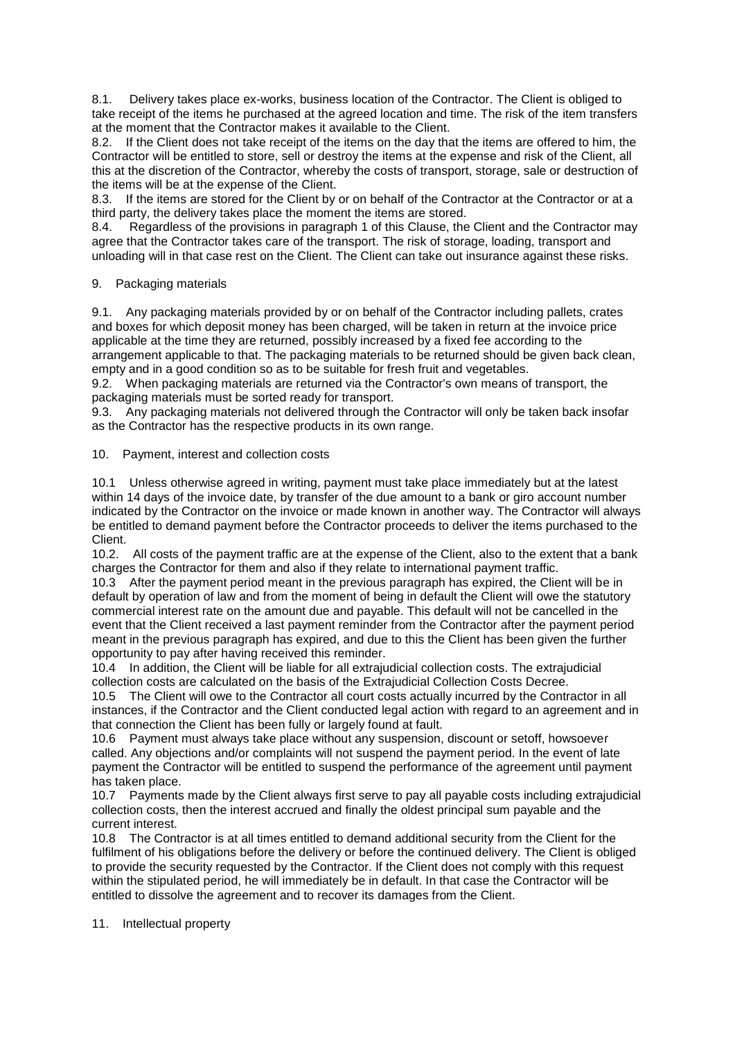8.1. Delivery takes place ex-works, business location of the Contractor. The Client is obliged to take receipt of the items he purchased at the agreed location and time. The risk of the item transfers at the moment that the Contractor makes it available to the Client.
8.2. If the Client does not take receipt of the items on the day that the items are offered to him, the Contractor will be entitled to store, sell or destroy the items at the expense and risk of the Client, all this at the discretion of the Contractor, whereby the costs of transport, storage, sale or destruction of the items will be at the expense of the Client.
8.3. If the items are stored for the Client by or on behalf of the Contractor at the Contractor or at a third party, the delivery takes place the moment the items are stored.
8.4. Regardless of the provisions in paragraph 1 of this Clause, the Client and the Contractor may agree that the Contractor takes care of the transport. The risk of storage, loading, transport and unloading will in that case rest on the Client. The Client can take out insurance against these risks.

9. Packaging materials

9.1. Any packaging materials provided by or on behalf of the Contractor including pallets, crates and boxes for which deposit money has been charged, will be taken in return at the invoice price applicable at the time they are returned, possibly increased by a fixed fee according to the arrangement applicable to that. The packaging materials to be returned should be given back clean, empty and in a good condition so as to be suitable for fresh fruit and vegetables.
9.2. When packaging materials are returned via the Contractor's own means of transport, the packaging materials must be sorted ready for transport.
9.3. Any packaging materials not delivered through the Contractor will only be taken back insofar as the Contractor has the respective products in its own range.

10. Payment, interest and collection costs

10.1 Unless otherwise agreed in writing, payment must take place immediately but at the latest within 14 days of the invoice date, by transfer of the due amount to a bank or giro account number indicated by the Contractor on the invoice or made known in another way. The Contractor will always be entitled to demand payment before the Contractor proceeds to deliver the items purchased to the Client.
10.2. All costs of the payment traffic are at the expense of the Client, also to the extent that a bank charges the Contractor for them and also if they relate to international payment traffic.
10.3 After the payment period meant in the previous paragraph has expired, the Client will be in default by operation of law and from the moment of being in default the Client will owe the statutory commercial interest rate on the amount due and payable. This default will not be cancelled in the event that the Client received a last payment reminder from the Contractor after the payment period meant in the previous paragraph has expired, and due to this the Client has been given the further opportunity to pay after having received this reminder.
10.4 In addition, the Client will be liable for all extrajudicial collection costs. The extrajudicial collection costs are calculated on the basis of the Extrajudicial Collection Costs Decree.
10.5 The Client will owe to the Contractor all court costs actually incurred by the Contractor in all instances, if the Contractor and the Client conducted legal action with regard to an agreement and in that connection the Client has been fully or largely found at fault.
10.6 Payment must always take place without any suspension, discount or setoff, howsoever called. Any objections and/or complaints will not suspend the payment period. In the event of late payment the Contractor will be entitled to suspend the performance of the agreement until payment has taken place.
10.7 Payments made by the Client always first serve to pay all payable costs including extrajudicial collection costs, then the interest accrued and finally the oldest principal sum payable and the current interest.
10.8 The Contractor is at all times entitled to demand additional security from the Client for the fulfilment of his obligations before the delivery or before the continued delivery. The Client is obliged to provide the security requested by the Contractor. If the Client does not comply with this request within the stipulated period, he will immediately be in default. In that case the Contractor will be entitled to dissolve the agreement and to recover its damages from the Client.

11. Intellectual property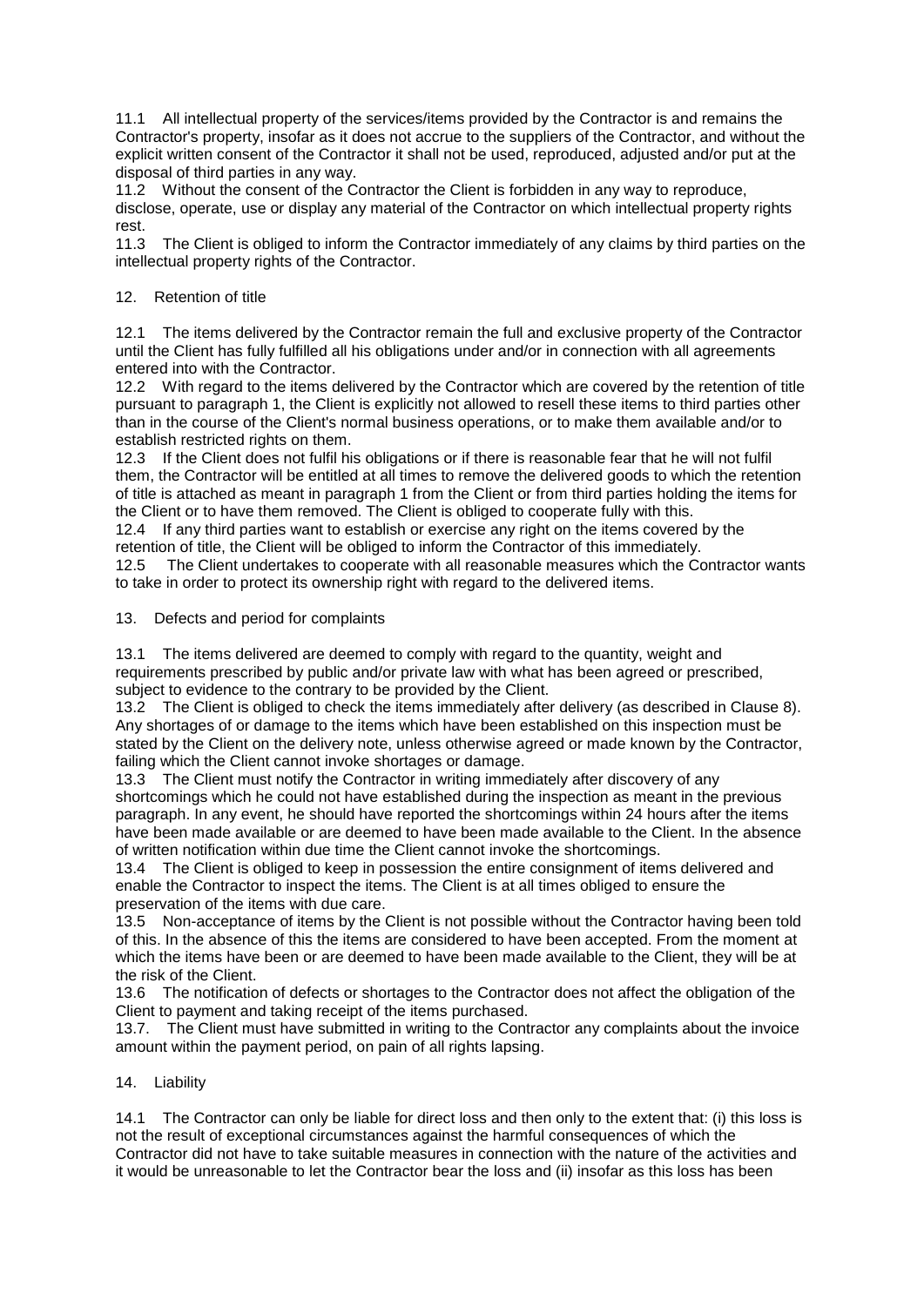11.1 All intellectual property of the services/items provided by the Contractor is and remains the Contractor's property, insofar as it does not accrue to the suppliers of the Contractor, and without the explicit written consent of the Contractor it shall not be used, reproduced, adjusted and/or put at the disposal of third parties in any way.

11.2 Without the consent of the Contractor the Client is forbidden in any way to reproduce, disclose, operate, use or display any material of the Contractor on which intellectual property rights rest.

11.3 The Client is obliged to inform the Contractor immediately of any claims by third parties on the intellectual property rights of the Contractor.

## 12. Retention of title

12.1 The items delivered by the Contractor remain the full and exclusive property of the Contractor until the Client has fully fulfilled all his obligations under and/or in connection with all agreements entered into with the Contractor.

12.2 With regard to the items delivered by the Contractor which are covered by the retention of title pursuant to paragraph 1, the Client is explicitly not allowed to resell these items to third parties other than in the course of the Client's normal business operations, or to make them available and/or to establish restricted rights on them.

12.3 If the Client does not fulfil his obligations or if there is reasonable fear that he will not fulfil them, the Contractor will be entitled at all times to remove the delivered goods to which the retention of title is attached as meant in paragraph 1 from the Client or from third parties holding the items for the Client or to have them removed. The Client is obliged to cooperate fully with this.

12.4 If any third parties want to establish or exercise any right on the items covered by the retention of title, the Client will be obliged to inform the Contractor of this immediately.

12.5 The Client undertakes to cooperate with all reasonable measures which the Contractor wants to take in order to protect its ownership right with regard to the delivered items.

## 13. Defects and period for complaints

13.1 The items delivered are deemed to comply with regard to the quantity, weight and requirements prescribed by public and/or private law with what has been agreed or prescribed, subject to evidence to the contrary to be provided by the Client.

13.2 The Client is obliged to check the items immediately after delivery (as described in Clause 8). Any shortages of or damage to the items which have been established on this inspection must be stated by the Client on the delivery note, unless otherwise agreed or made known by the Contractor, failing which the Client cannot invoke shortages or damage.

13.3 The Client must notify the Contractor in writing immediately after discovery of any shortcomings which he could not have established during the inspection as meant in the previous paragraph. In any event, he should have reported the shortcomings within 24 hours after the items have been made available or are deemed to have been made available to the Client. In the absence of written notification within due time the Client cannot invoke the shortcomings.

13.4 The Client is obliged to keep in possession the entire consignment of items delivered and enable the Contractor to inspect the items. The Client is at all times obliged to ensure the preservation of the items with due care.

13.5 Non-acceptance of items by the Client is not possible without the Contractor having been told of this. In the absence of this the items are considered to have been accepted. From the moment at which the items have been or are deemed to have been made available to the Client, they will be at the risk of the Client.

13.6 The notification of defects or shortages to the Contractor does not affect the obligation of the Client to payment and taking receipt of the items purchased.

13.7. The Client must have submitted in writing to the Contractor any complaints about the invoice amount within the payment period, on pain of all rights lapsing.

## 14. Liability

14.1 The Contractor can only be liable for direct loss and then only to the extent that: (i) this loss is not the result of exceptional circumstances against the harmful consequences of which the Contractor did not have to take suitable measures in connection with the nature of the activities and it would be unreasonable to let the Contractor bear the loss and (ii) insofar as this loss has been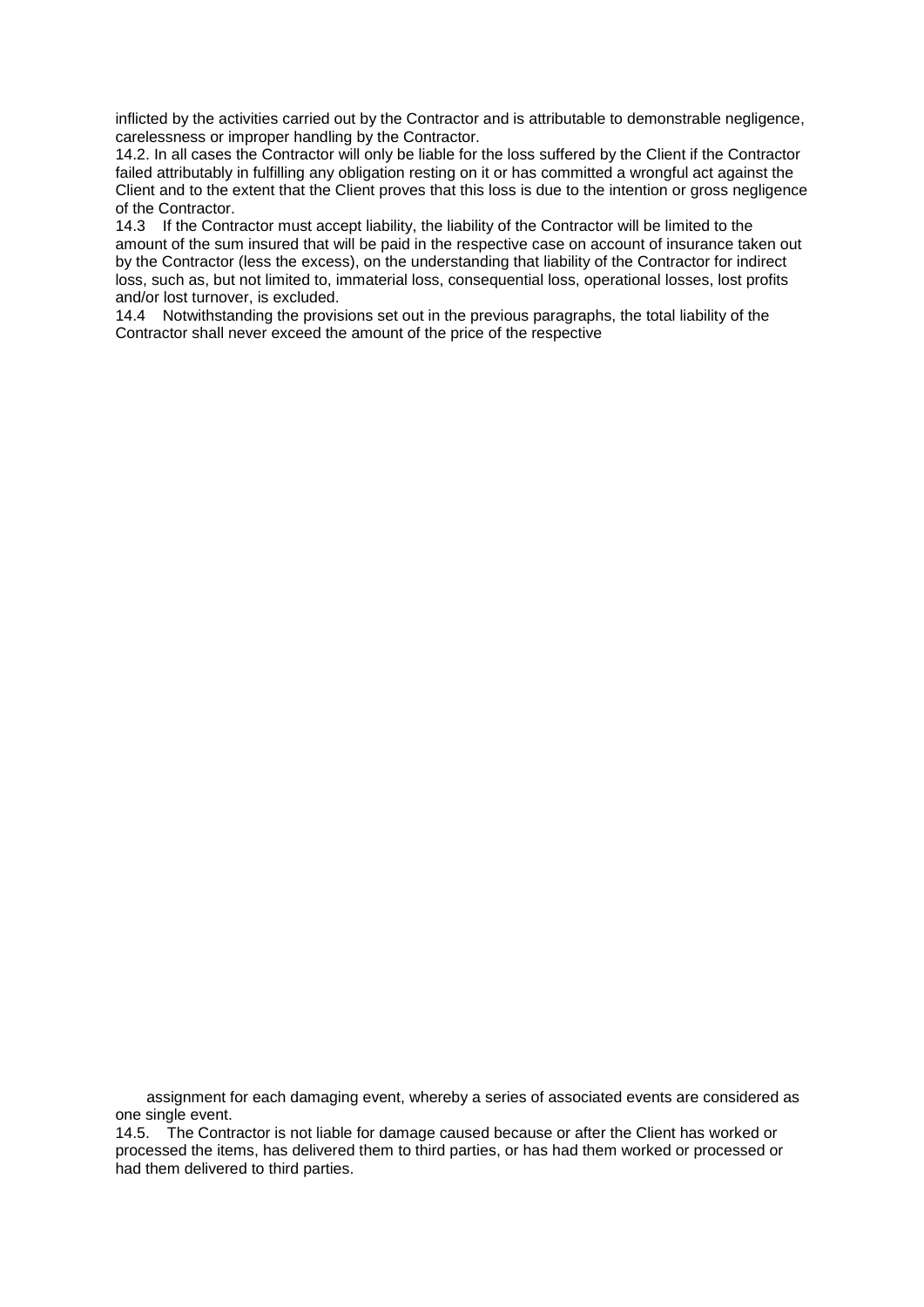inflicted by the activities carried out by the Contractor and is attributable to demonstrable negligence, carelessness or improper handling by the Contractor.

14.2. In all cases the Contractor will only be liable for the loss suffered by the Client if the Contractor failed attributably in fulfilling any obligation resting on it or has committed a wrongful act against the Client and to the extent that the Client proves that this loss is due to the intention or gross negligence of the Contractor.

14.3 If the Contractor must accept liability, the liability of the Contractor will be limited to the amount of the sum insured that will be paid in the respective case on account of insurance taken out by the Contractor (less the excess), on the understanding that liability of the Contractor for indirect loss, such as, but not limited to, immaterial loss, consequential loss, operational losses, lost profits and/or lost turnover, is excluded.

14.4 Notwithstanding the provisions set out in the previous paragraphs, the total liability of the Contractor shall never exceed the amount of the price of the respective assignment for each damaging event, whereby a series of associated events are considered as one single event.

14.5. The Contractor is not liable for damage caused because or after the Client has worked or processed the items, has delivered them to third parties, or has had them worked or processed or had them delivered to third parties.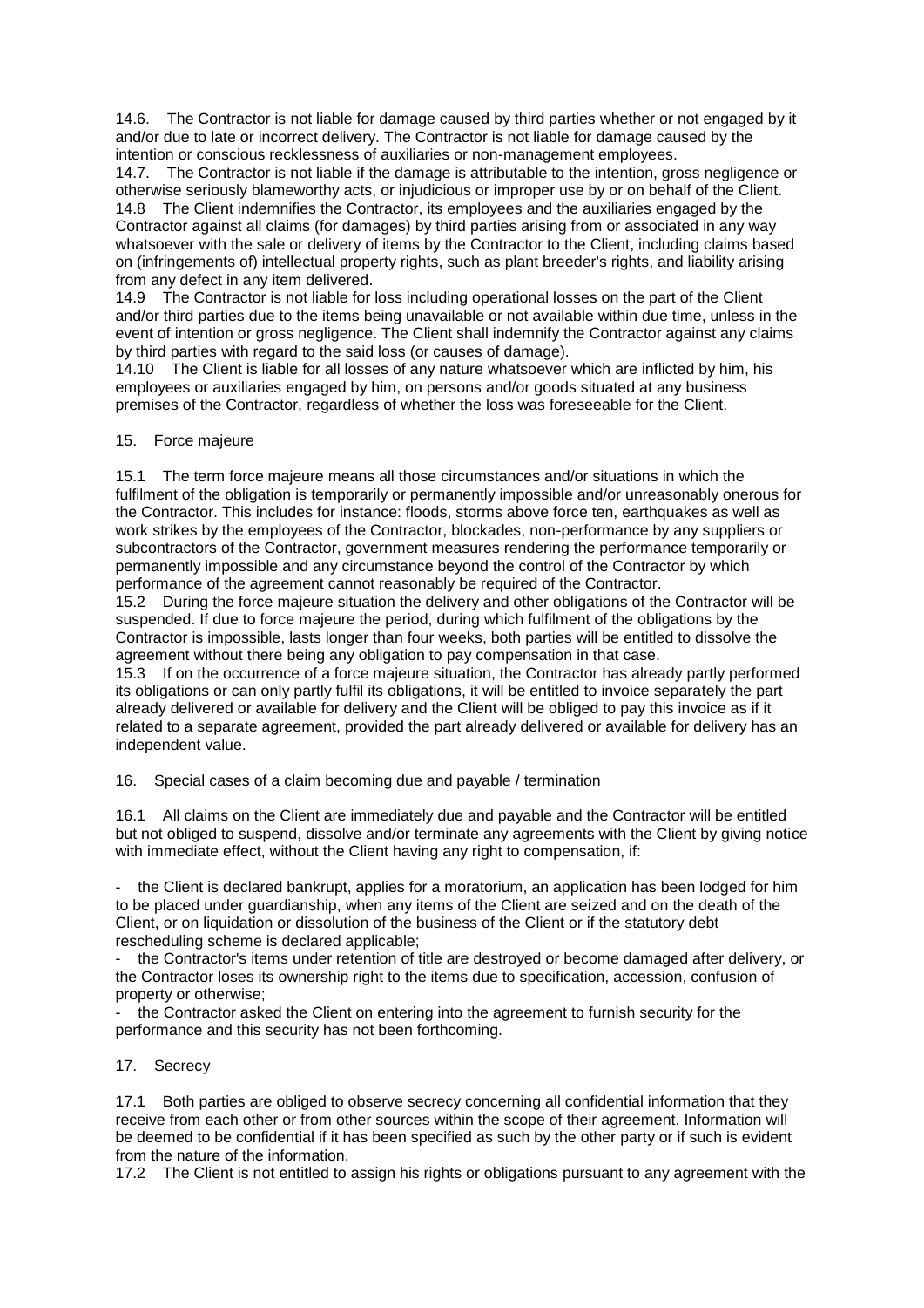14.6. The Contractor is not liable for damage caused by third parties whether or not engaged by it and/or due to late or incorrect delivery. The Contractor is not liable for damage caused by the intention or conscious recklessness of auxiliaries or non-management employees.

14.7. The Contractor is not liable if the damage is attributable to the intention, gross negligence or otherwise seriously blameworthy acts, or injudicious or improper use by or on behalf of the Client.

14.8 The Client indemnifies the Contractor, its employees and the auxiliaries engaged by the Contractor against all claims (for damages) by third parties arising from or associated in any way whatsoever with the sale or delivery of items by the Contractor to the Client, including claims based on (infringements of) intellectual property rights, such as plant breeder's rights, and liability arising from any defect in any item delivered.

14.9 The Contractor is not liable for loss including operational losses on the part of the Client and/or third parties due to the items being unavailable or not available within due time, unless in the event of intention or gross negligence. The Client shall indemnify the Contractor against any claims by third parties with regard to the said loss (or causes of damage).

14.10 The Client is liable for all losses of any nature whatsoever which are inflicted by him, his employees or auxiliaries engaged by him, on persons and/or goods situated at any business premises of the Contractor, regardless of whether the loss was foreseeable for the Client.

## 15. Force majeure

15.1 The term force majeure means all those circumstances and/or situations in which the fulfilment of the obligation is temporarily or permanently impossible and/or unreasonably onerous for the Contractor. This includes for instance: floods, storms above force ten, earthquakes as well as work strikes by the employees of the Contractor, blockades, non-performance by any suppliers or subcontractors of the Contractor, government measures rendering the performance temporarily or permanently impossible and any circumstance beyond the control of the Contractor by which performance of the agreement cannot reasonably be required of the Contractor.

15.2 During the force majeure situation the delivery and other obligations of the Contractor will be suspended. If due to force majeure the period, during which fulfilment of the obligations by the Contractor is impossible, lasts longer than four weeks, both parties will be entitled to dissolve the agreement without there being any obligation to pay compensation in that case.

15.3 If on the occurrence of a force majeure situation, the Contractor has already partly performed its obligations or can only partly fulfil its obligations, it will be entitled to invoice separately the part already delivered or available for delivery and the Client will be obliged to pay this invoice as if it related to a separate agreement, provided the part already delivered or available for delivery has an independent value.

## 16. Special cases of a claim becoming due and payable / termination

16.1 All claims on the Client are immediately due and payable and the Contractor will be entitled but not obliged to suspend, dissolve and/or terminate any agreements with the Client by giving notice with immediate effect, without the Client having any right to compensation, if:

- the Client is declared bankrupt, applies for a moratorium, an application has been lodged for him to be placed under guardianship, when any items of the Client are seized and on the death of the Client, or on liquidation or dissolution of the business of the Client or if the statutory debt rescheduling scheme is declared applicable;
- the Contractor's items under retention of title are destroyed or become damaged after delivery, or the Contractor loses its ownership right to the items due to specification, accession, confusion of property or otherwise;
- the Contractor asked the Client on entering into the agreement to furnish security for the performance and this security has not been forthcoming.

## 17. Secrecy

17.1 Both parties are obliged to observe secrecy concerning all confidential information that they receive from each other or from other sources within the scope of their agreement. Information will be deemed to be confidential if it has been specified as such by the other party or if such is evident from the nature of the information.

17.2 The Client is not entitled to assign his rights or obligations pursuant to any agreement with the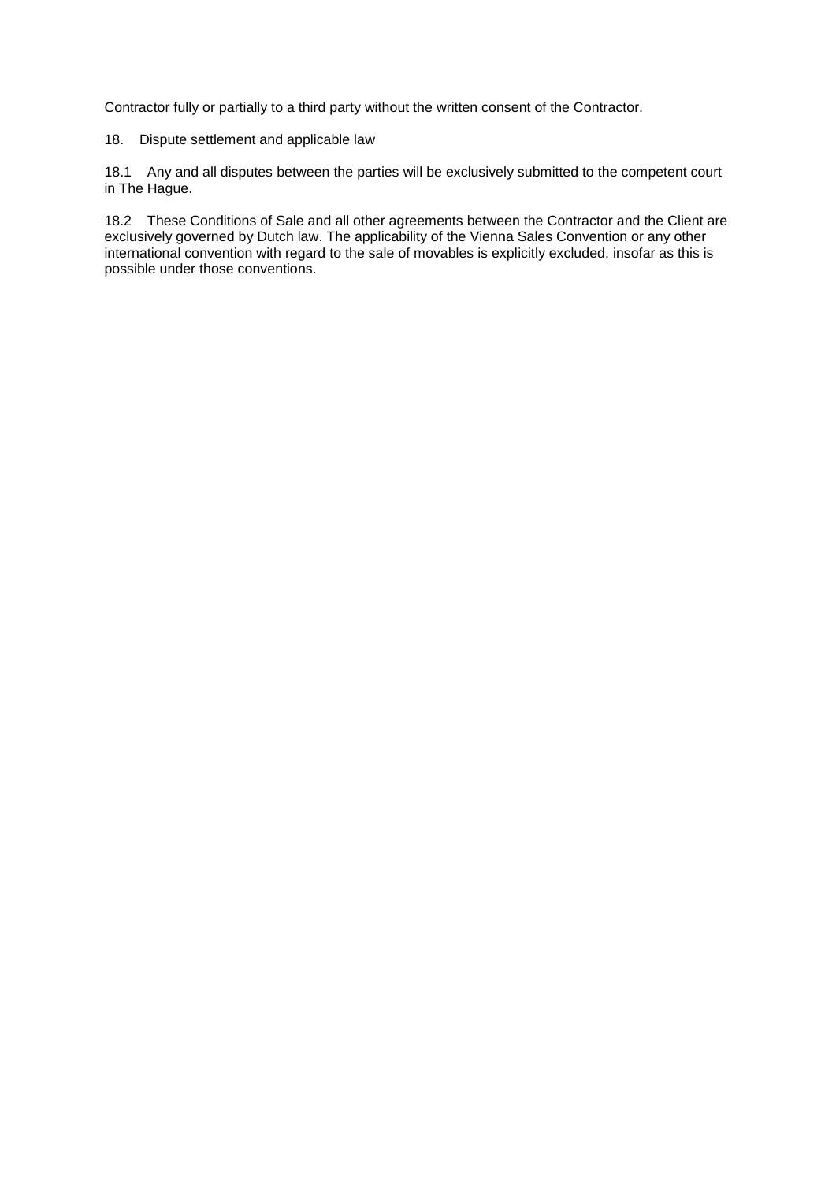Contractor fully or partially to a third party without the written consent of the Contractor.

## 18. Dispute settlement and applicable law

18.1 Any and all disputes between the parties will be exclusively submitted to the competent court in The Hague.

18.2 These Conditions of Sale and all other agreements between the Contractor and the Client are exclusively governed by Dutch law. The applicability of the Vienna Sales Convention or any other international convention with regard to the sale of movables is explicitly excluded, insofar as this is possible under those conventions.